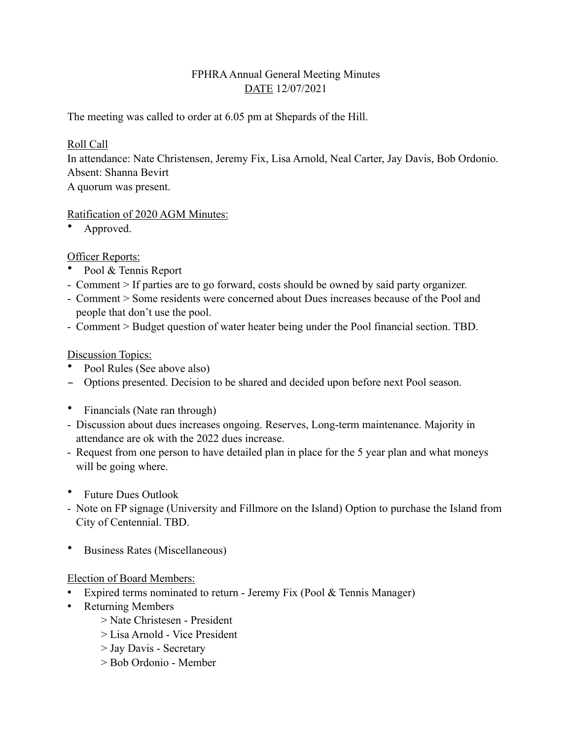FPHRA Annual General Meeting Minutes
DATE 12/07/2021

The meeting was called to order at 6.05 pm at Shepards of the Hill.

Roll Call
In attendance: Nate Christensen, Jeremy Fix, Lisa Arnold, Neal Carter, Jay Davis, Bob Ordonio.
Absent: Shanna Bevirt
A quorum was present.

Ratification of 2020 AGM Minutes:

- Approved.

Officer Reports:

- Pool & Tennis Report
- Comment > If parties are to go forward, costs should be owned by said party organizer.
- Comment > Some residents were concerned about Dues increases because of the Pool and people that don't use the pool.
- Comment > Budget question of water heater being under the Pool financial section. TBD.

Discussion Topics:

- Pool Rules (See above also)
- Options presented. Decision to be shared and decided upon before next Pool season.

- Financials (Nate ran through)
- Discussion about dues increases ongoing. Reserves, Long-term maintenance. Majority in attendance are ok with the 2022 dues increase.
- Request from one person to have detailed plan in place for the 5 year plan and what moneys will be going where.

- Future Dues Outlook
- Note on FP signage (University and Fillmore on the Island) Option to purchase the Island from City of Centennial. TBD.

- Business Rates (Miscellaneous)

Election of Board Members:

- Expired terms nominated to return - Jeremy Fix (Pool & Tennis Manager)
- Returning Members
  - > Nate Christesen - President
  - > Lisa Arnold - Vice President
  - > Jay Davis - Secretary
  - > Bob Ordonio - Member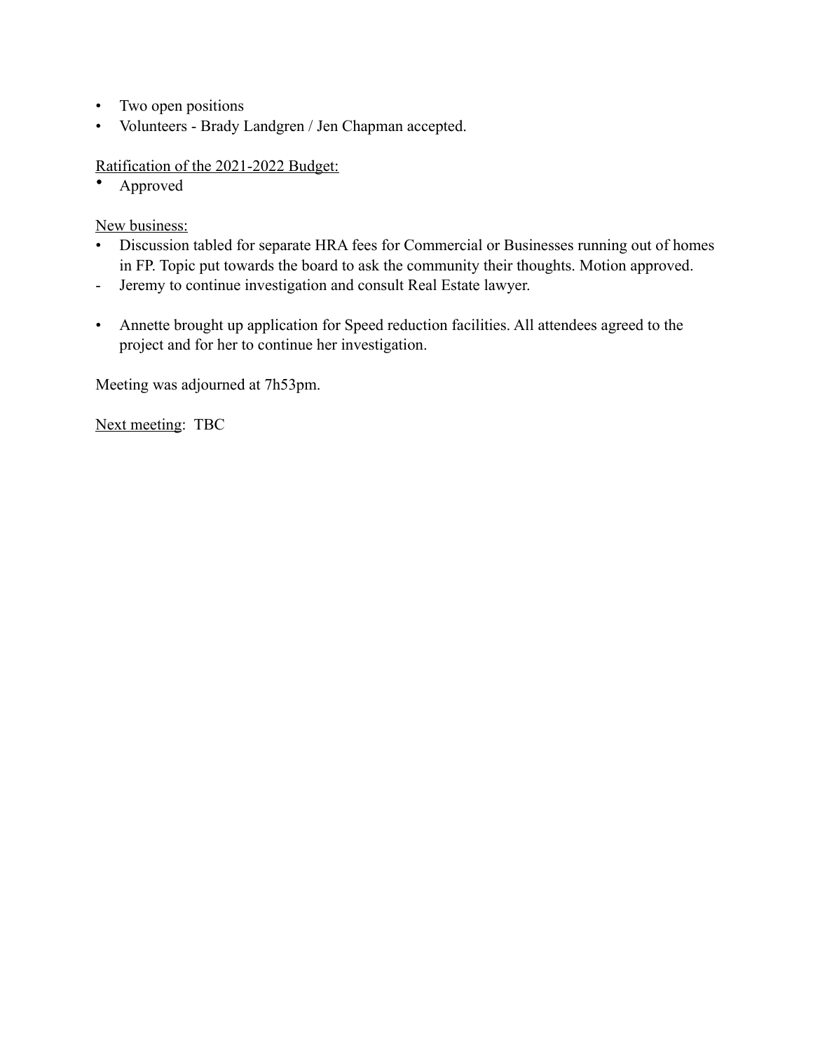- Two open positions
- Volunteers - Brady Landgren / Jen Chapman accepted.

Ratification of the 2021-2022 Budget:

- Approved

New business:

- Discussion tabled for separate HRA fees for Commercial or Businesses running out of homes in FP. Topic put towards the board to ask the community their thoughts. Motion approved.
- Jeremy to continue investigation and consult Real Estate lawyer.

- Annette brought up application for Speed reduction facilities. All attendees agreed to the project and for her to continue her investigation.

Meeting was adjourned at 7h53pm.

Next meeting: TBC